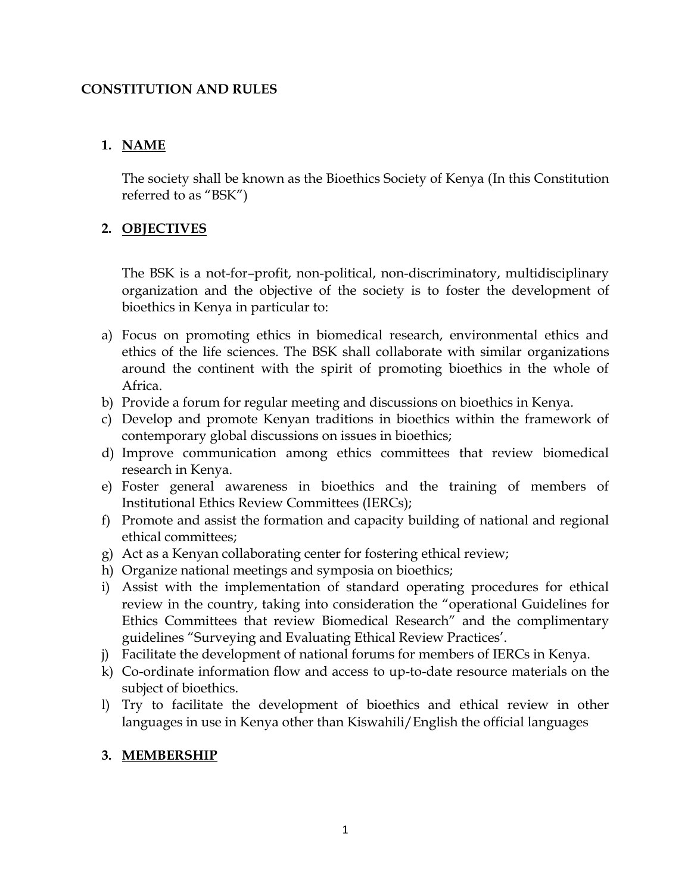# CONSTITUTION AND RULES

## 1. NAME

The society shall be known as the Bioethics Society of Kenya (In this Constitution referred to as "BSK")

## 2. OBJECTIVES

The BSK is a not-for–profit, non-political, non-discriminatory, multidisciplinary organization and the objective of the society is to foster the development of bioethics in Kenya in particular to:

a) Focus on promoting ethics in biomedical research, environmental ethics and ethics of the life sciences. The BSK shall collaborate with similar organizations around the continent with the spirit of promoting bioethics in the whole of Africa.
b) Provide a forum for regular meeting and discussions on bioethics in Kenya.
c) Develop and promote Kenyan traditions in bioethics within the framework of contemporary global discussions on issues in bioethics;
d) Improve communication among ethics committees that review biomedical research in Kenya.
e) Foster general awareness in bioethics and the training of members of Institutional Ethics Review Committees (IERCs);
f) Promote and assist the formation and capacity building of national and regional ethical committees;
g) Act as a Kenyan collaborating center for fostering ethical review;
h) Organize national meetings and symposia on bioethics;
i) Assist with the implementation of standard operating procedures for ethical review in the country, taking into consideration the "operational Guidelines for Ethics Committees that review Biomedical Research" and the complimentary guidelines "Surveying and Evaluating Ethical Review Practices'.
j) Facilitate the development of national forums for members of IERCs in Kenya.
k) Co-ordinate information flow and access to up-to-date resource materials on the subject of bioethics.
l) Try to facilitate the development of bioethics and ethical review in other languages in use in Kenya other than Kiswahili/English the official languages

## 3. MEMBERSHIP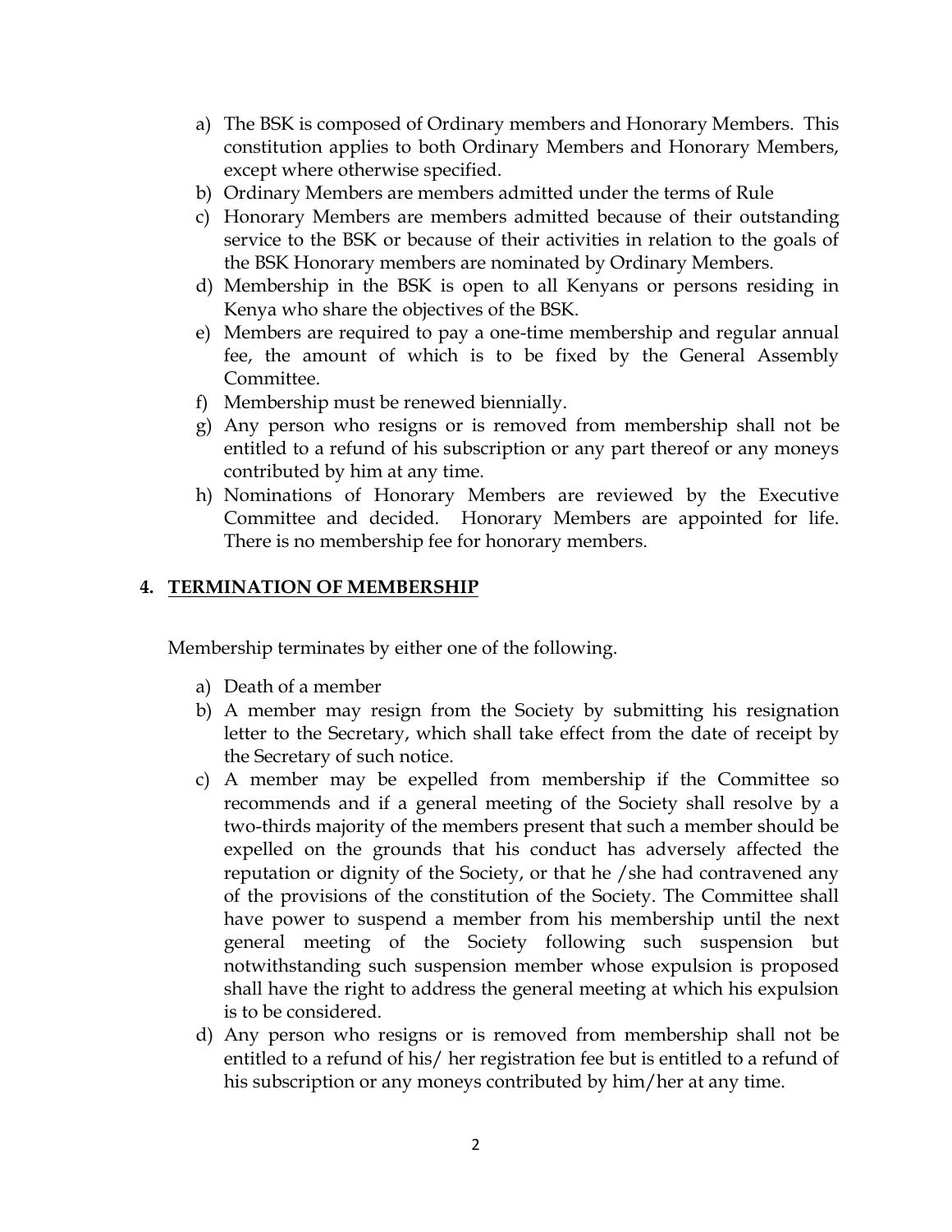a) The BSK is composed of Ordinary members and Honorary Members. This constitution applies to both Ordinary Members and Honorary Members, except where otherwise specified.
b) Ordinary Members are members admitted under the terms of Rule
c) Honorary Members are members admitted because of their outstanding service to the BSK or because of their activities in relation to the goals of the BSK Honorary members are nominated by Ordinary Members.
d) Membership in the BSK is open to all Kenyans or persons residing in Kenya who share the objectives of the BSK.
e) Members are required to pay a one-time membership and regular annual fee, the amount of which is to be fixed by the General Assembly Committee.
f) Membership must be renewed biennially.
g) Any person who resigns or is removed from membership shall not be entitled to a refund of his subscription or any part thereof or any moneys contributed by him at any time.
h) Nominations of Honorary Members are reviewed by the Executive Committee and decided. Honorary Members are appointed for life. There is no membership fee for honorary members.

## 4. TERMINATION OF MEMBERSHIP

Membership terminates by either one of the following.

a) Death of a member
b) A member may resign from the Society by submitting his resignation letter to the Secretary, which shall take effect from the date of receipt by the Secretary of such notice.
c) A member may be expelled from membership if the Committee so recommends and if a general meeting of the Society shall resolve by a two-thirds majority of the members present that such a member should be expelled on the grounds that his conduct has adversely affected the reputation or dignity of the Society, or that he /she had contravened any of the provisions of the constitution of the Society. The Committee shall have power to suspend a member from his membership until the next general meeting of the Society following such suspension but notwithstanding such suspension member whose expulsion is proposed shall have the right to address the general meeting at which his expulsion is to be considered.
d) Any person who resigns or is removed from membership shall not be entitled to a refund of his/ her registration fee but is entitled to a refund of his subscription or any moneys contributed by him/her at any time.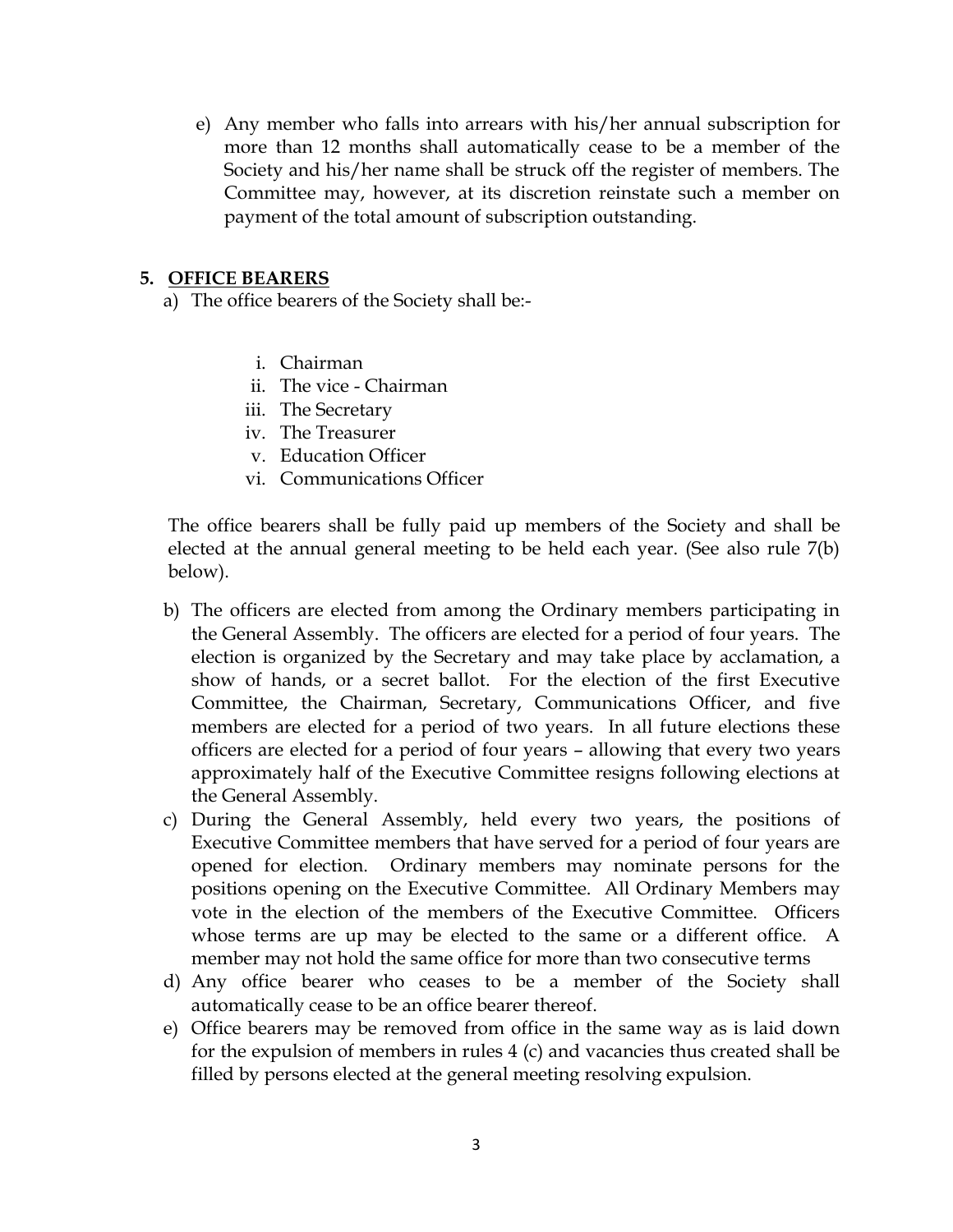e) Any member who falls into arrears with his/her annual subscription for more than 12 months shall automatically cease to be a member of the Society and his/her name shall be struck off the register of members. The Committee may, however, at its discretion reinstate such a member on payment of the total amount of subscription outstanding.

## 5. OFFICE BEARERS

a) The office bearers of the Society shall be:-

   i. Chairman
   ii. The vice - Chairman
   iii. The Secretary
   iv. The Treasurer
   v. Education Officer
   vi. Communications Officer

The office bearers shall be fully paid up members of the Society and shall be elected at the annual general meeting to be held each year. (See also rule 7(b) below).

b) The officers are elected from among the Ordinary members participating in the General Assembly. The officers are elected for a period of four years. The election is organized by the Secretary and may take place by acclamation, a show of hands, or a secret ballot. For the election of the first Executive Committee, the Chairman, Secretary, Communications Officer, and five members are elected for a period of two years. In all future elections these officers are elected for a period of four years – allowing that every two years approximately half of the Executive Committee resigns following elections at the General Assembly.

c) During the General Assembly, held every two years, the positions of Executive Committee members that have served for a period of four years are opened for election. Ordinary members may nominate persons for the positions opening on the Executive Committee. All Ordinary Members may vote in the election of the members of the Executive Committee. Officers whose terms are up may be elected to the same or a different office. A member may not hold the same office for more than two consecutive terms

d) Any office bearer who ceases to be a member of the Society shall automatically cease to be an office bearer thereof.

e) Office bearers may be removed from office in the same way as is laid down for the expulsion of members in rules 4 (c) and vacancies thus created shall be filled by persons elected at the general meeting resolving expulsion.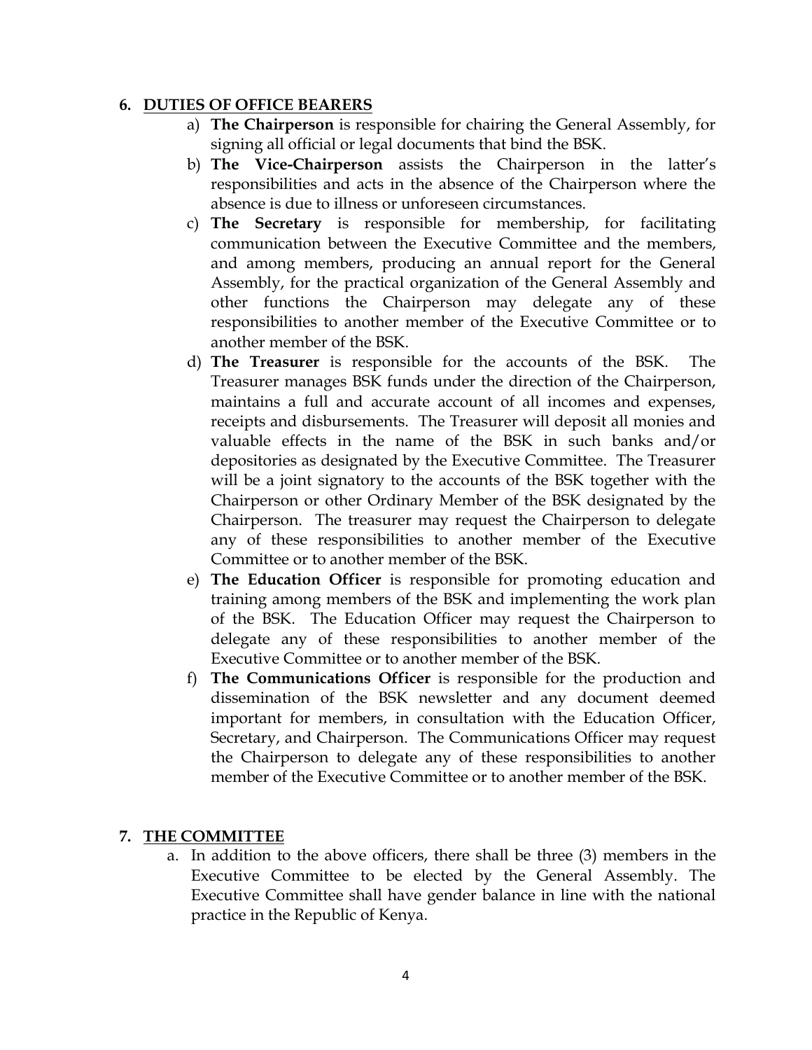## 6. DUTIES OF OFFICE BEARERS

a) **The Chairperson** is responsible for chairing the General Assembly, for signing all official or legal documents that bind the BSK.

b) **The Vice-Chairperson** assists the Chairperson in the latter's responsibilities and acts in the absence of the Chairperson where the absence is due to illness or unforeseen circumstances.

c) **The Secretary** is responsible for membership, for facilitating communication between the Executive Committee and the members, and among members, producing an annual report for the General Assembly, for the practical organization of the General Assembly and other functions the Chairperson may delegate any of these responsibilities to another member of the Executive Committee or to another member of the BSK.

d) **The Treasurer** is responsible for the accounts of the BSK. The Treasurer manages BSK funds under the direction of the Chairperson, maintains a full and accurate account of all incomes and expenses, receipts and disbursements. The Treasurer will deposit all monies and valuable effects in the name of the BSK in such banks and/or depositories as designated by the Executive Committee. The Treasurer will be a joint signatory to the accounts of the BSK together with the Chairperson or other Ordinary Member of the BSK designated by the Chairperson. The treasurer may request the Chairperson to delegate any of these responsibilities to another member of the Executive Committee or to another member of the BSK.

e) **The Education Officer** is responsible for promoting education and training among members of the BSK and implementing the work plan of the BSK. The Education Officer may request the Chairperson to delegate any of these responsibilities to another member of the Executive Committee or to another member of the BSK.

f) **The Communications Officer** is responsible for the production and dissemination of the BSK newsletter and any document deemed important for members, in consultation with the Education Officer, Secretary, and Chairperson. The Communications Officer may request the Chairperson to delegate any of these responsibilities to another member of the Executive Committee or to another member of the BSK.

## 7. THE COMMITTEE

a. In addition to the above officers, there shall be three (3) members in the Executive Committee to be elected by the General Assembly. The Executive Committee shall have gender balance in line with the national practice in the Republic of Kenya.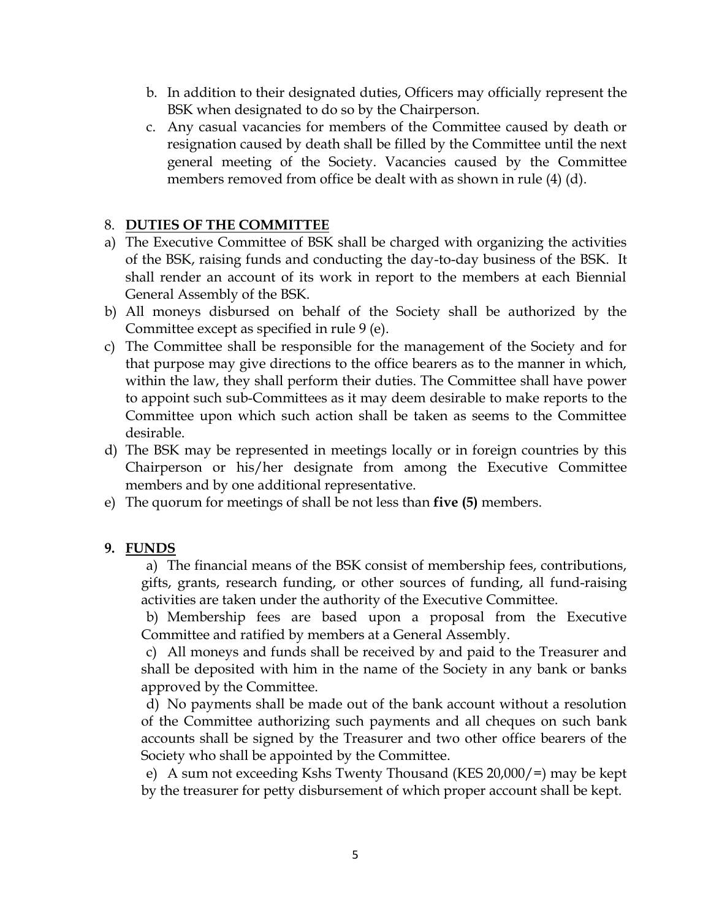b. In addition to their designated duties, Officers may officially represent the BSK when designated to do so by the Chairperson.

c. Any casual vacancies for members of the Committee caused by death or resignation caused by death shall be filled by the Committee until the next general meeting of the Society. Vacancies caused by the Committee members removed from office be dealt with as shown in rule (4) (d).

## 8. DUTIES OF THE COMMITTEE

a) The Executive Committee of BSK shall be charged with organizing the activities of the BSK, raising funds and conducting the day-to-day business of the BSK. It shall render an account of its work in report to the members at each Biennial General Assembly of the BSK.

b) All moneys disbursed on behalf of the Society shall be authorized by the Committee except as specified in rule 9 (e).

c) The Committee shall be responsible for the management of the Society and for that purpose may give directions to the office bearers as to the manner in which, within the law, they shall perform their duties. The Committee shall have power to appoint such sub-Committees as it may deem desirable to make reports to the Committee upon which such action shall be taken as seems to the Committee desirable.

d) The BSK may be represented in meetings locally or in foreign countries by this Chairperson or his/her designate from among the Executive Committee members and by one additional representative.

e) The quorum for meetings of shall be not less than **five (5)** members.

## 9. FUNDS

a) The financial means of the BSK consist of membership fees, contributions, gifts, grants, research funding, or other sources of funding, all fund-raising activities are taken under the authority of the Executive Committee.

b) Membership fees are based upon a proposal from the Executive Committee and ratified by members at a General Assembly.

c) All moneys and funds shall be received by and paid to the Treasurer and shall be deposited with him in the name of the Society in any bank or banks approved by the Committee.

d) No payments shall be made out of the bank account without a resolution of the Committee authorizing such payments and all cheques on such bank accounts shall be signed by the Treasurer and two other office bearers of the Society who shall be appointed by the Committee.

e) A sum not exceeding Kshs Twenty Thousand (KES 20,000/=) may be kept by the treasurer for petty disbursement of which proper account shall be kept.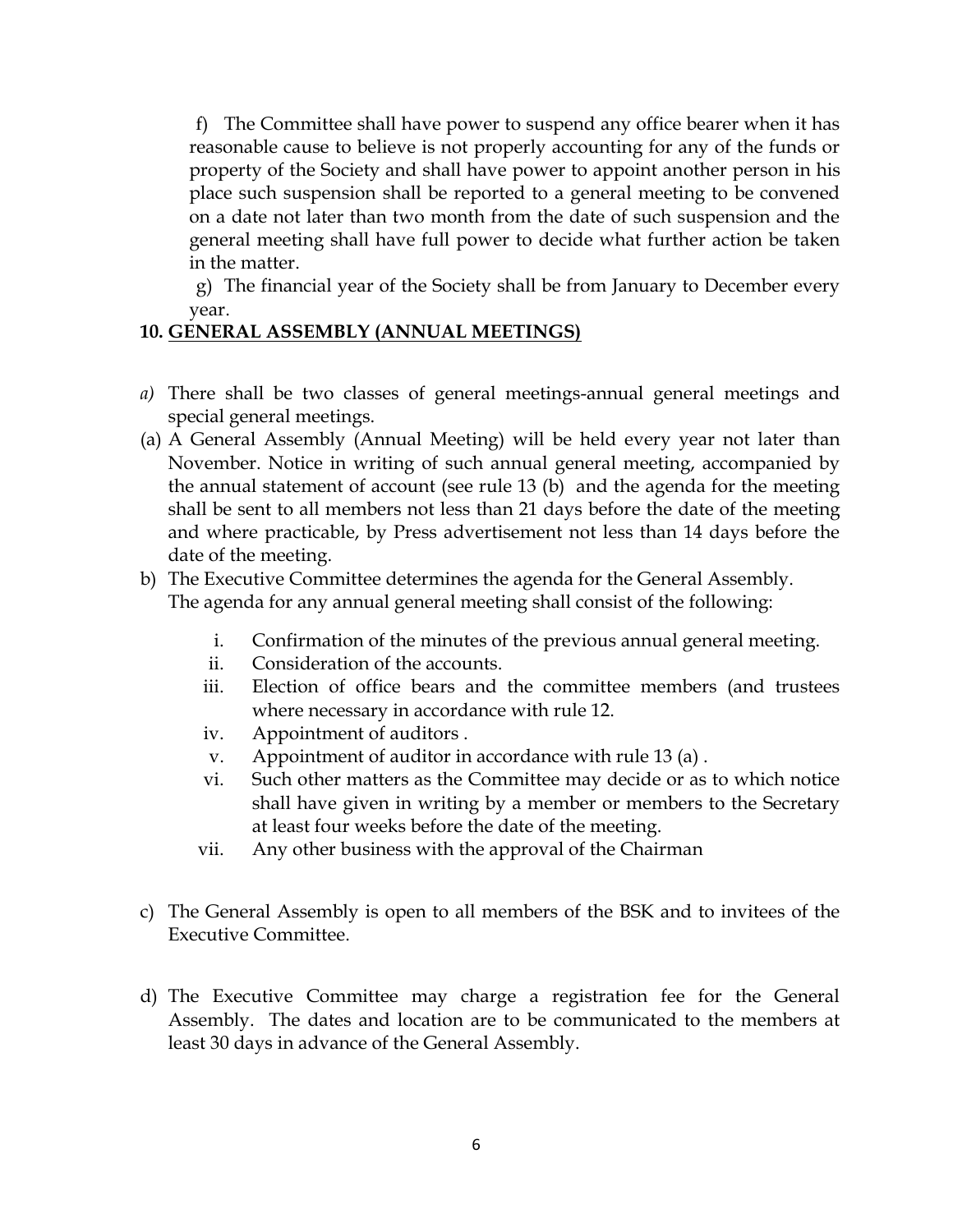f) The Committee shall have power to suspend any office bearer when it has reasonable cause to believe is not properly accounting for any of the funds or property of the Society and shall have power to appoint another person in his place such suspension shall be reported to a general meeting to be convened on a date not later than two month from the date of such suspension and the general meeting shall have full power to decide what further action be taken in the matter.

g) The financial year of the Society shall be from January to December every year.

## 10. <u>GENERAL ASSEMBLY (ANNUAL MEETINGS)</u>

*a)* There shall be two classes of general meetings-annual general meetings and special general meetings.

(a) A General Assembly (Annual Meeting) will be held every year not later than November. Notice in writing of such annual general meeting, accompanied by the annual statement of account (see rule 13 (b) and the agenda for the meeting shall be sent to all members not less than 21 days before the date of the meeting and where practicable, by Press advertisement not less than 14 days before the date of the meeting.

b) The Executive Committee determines the agenda for the General Assembly. The agenda for any annual general meeting shall consist of the following:

   i. Confirmation of the minutes of the previous annual general meeting.
   ii. Consideration of the accounts.
   iii. Election of office bears and the committee members (and trustees where necessary in accordance with rule 12.
   iv. Appointment of auditors .
   v. Appointment of auditor in accordance with rule 13 (a) .
   vi. Such other matters as the Committee may decide or as to which notice shall have given in writing by a member or members to the Secretary at least four weeks before the date of the meeting.
   vii. Any other business with the approval of the Chairman

c) The General Assembly is open to all members of the BSK and to invitees of the Executive Committee.

d) The Executive Committee may charge a registration fee for the General Assembly. The dates and location are to be communicated to the members at least 30 days in advance of the General Assembly.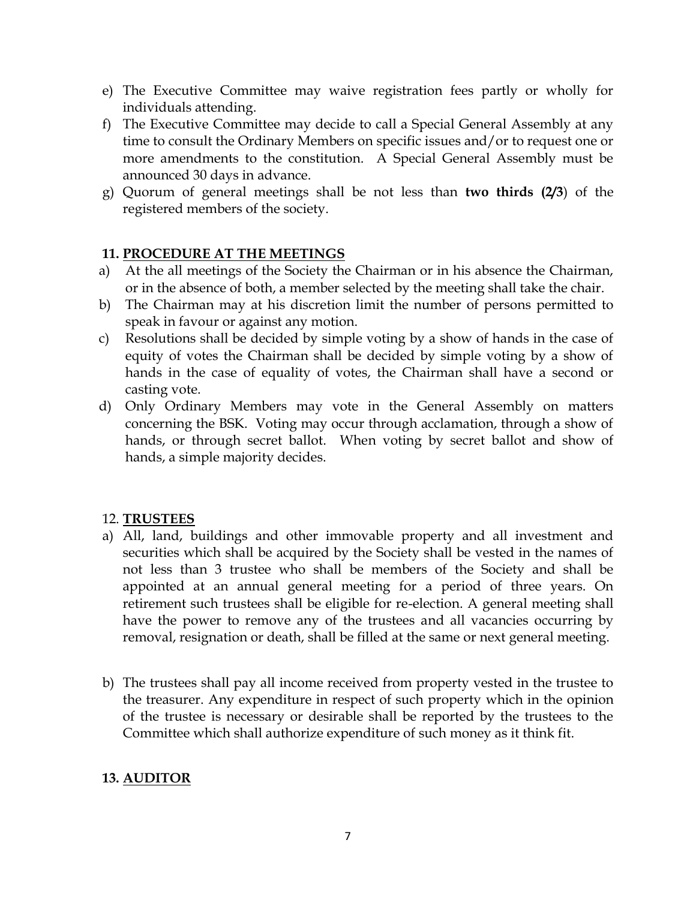e) The Executive Committee may waive registration fees partly or wholly for individuals attending.

f) The Executive Committee may decide to call a Special General Assembly at any time to consult the Ordinary Members on specific issues and/or to request one or more amendments to the constitution. A Special General Assembly must be announced 30 days in advance.

g) Quorum of general meetings shall be not less than **two thirds (2/3**) of the registered members of the society.

### 11. PROCEDURE AT THE MEETINGS

a) At the all meetings of the Society the Chairman or in his absence the Chairman, or in the absence of both, a member selected by the meeting shall take the chair.

b) The Chairman may at his discretion limit the number of persons permitted to speak in favour or against any motion.

c) Resolutions shall be decided by simple voting by a show of hands in the case of equity of votes the Chairman shall be decided by simple voting by a show of hands in the case of equality of votes, the Chairman shall have a second or casting vote.

d) Only Ordinary Members may vote in the General Assembly on matters concerning the BSK. Voting may occur through acclamation, through a show of hands, or through secret ballot. When voting by secret ballot and show of hands, a simple majority decides.

### 12. TRUSTEES

a) All, land, buildings and other immovable property and all investment and securities which shall be acquired by the Society shall be vested in the names of not less than 3 trustee who shall be members of the Society and shall be appointed at an annual general meeting for a period of three years. On retirement such trustees shall be eligible for re-election. A general meeting shall have the power to remove any of the trustees and all vacancies occurring by removal, resignation or death, shall be filled at the same or next general meeting.

b) The trustees shall pay all income received from property vested in the trustee to the treasurer. Any expenditure in respect of such property which in the opinion of the trustee is necessary or desirable shall be reported by the trustees to the Committee which shall authorize expenditure of such money as it think fit.

### 13. AUDITOR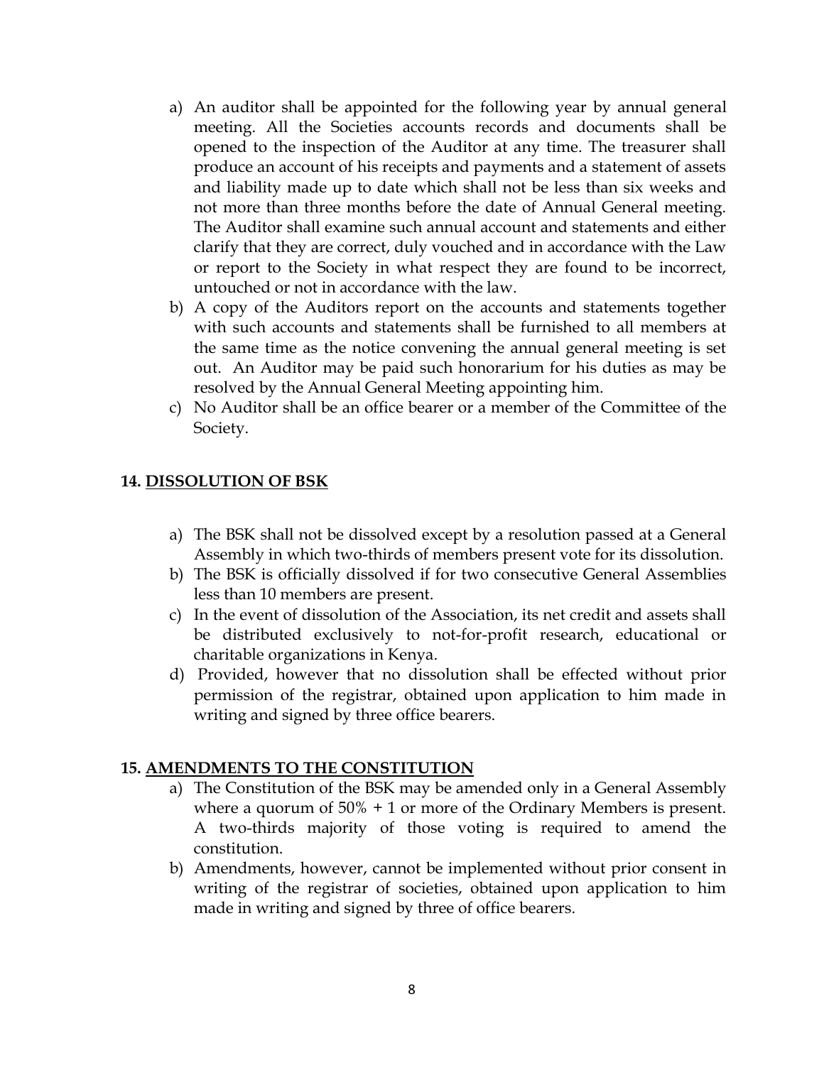a) An auditor shall be appointed for the following year by annual general meeting. All the Societies accounts records and documents shall be opened to the inspection of the Auditor at any time. The treasurer shall produce an account of his receipts and payments and a statement of assets and liability made up to date which shall not be less than six weeks and not more than three months before the date of Annual General meeting. The Auditor shall examine such annual account and statements and either clarify that they are correct, duly vouched and in accordance with the Law or report to the Society in what respect they are found to be incorrect, untouched or not in accordance with the law.
b) A copy of the Auditors report on the accounts and statements together with such accounts and statements shall be furnished to all members at the same time as the notice convening the annual general meeting is set out. An Auditor may be paid such honorarium for his duties as may be resolved by the Annual General Meeting appointing him.
c) No Auditor shall be an office bearer or a member of the Committee of the Society.

## 14. <u>DISSOLUTION OF BSK</u>

a) The BSK shall not be dissolved except by a resolution passed at a General Assembly in which two-thirds of members present vote for its dissolution.
b) The BSK is officially dissolved if for two consecutive General Assemblies less than 10 members are present.
c) In the event of dissolution of the Association, its net credit and assets shall be distributed exclusively to not-for-profit research, educational or charitable organizations in Kenya.
d) Provided, however that no dissolution shall be effected without prior permission of the registrar, obtained upon application to him made in writing and signed by three office bearers.

## 15. <u>AMENDMENTS TO THE CONSTITUTION</u>

a) The Constitution of the BSK may be amended only in a General Assembly where a quorum of 50% + 1 or more of the Ordinary Members is present. A two-thirds majority of those voting is required to amend the constitution.
b) Amendments, however, cannot be implemented without prior consent in writing of the registrar of societies, obtained upon application to him made in writing and signed by three of office bearers.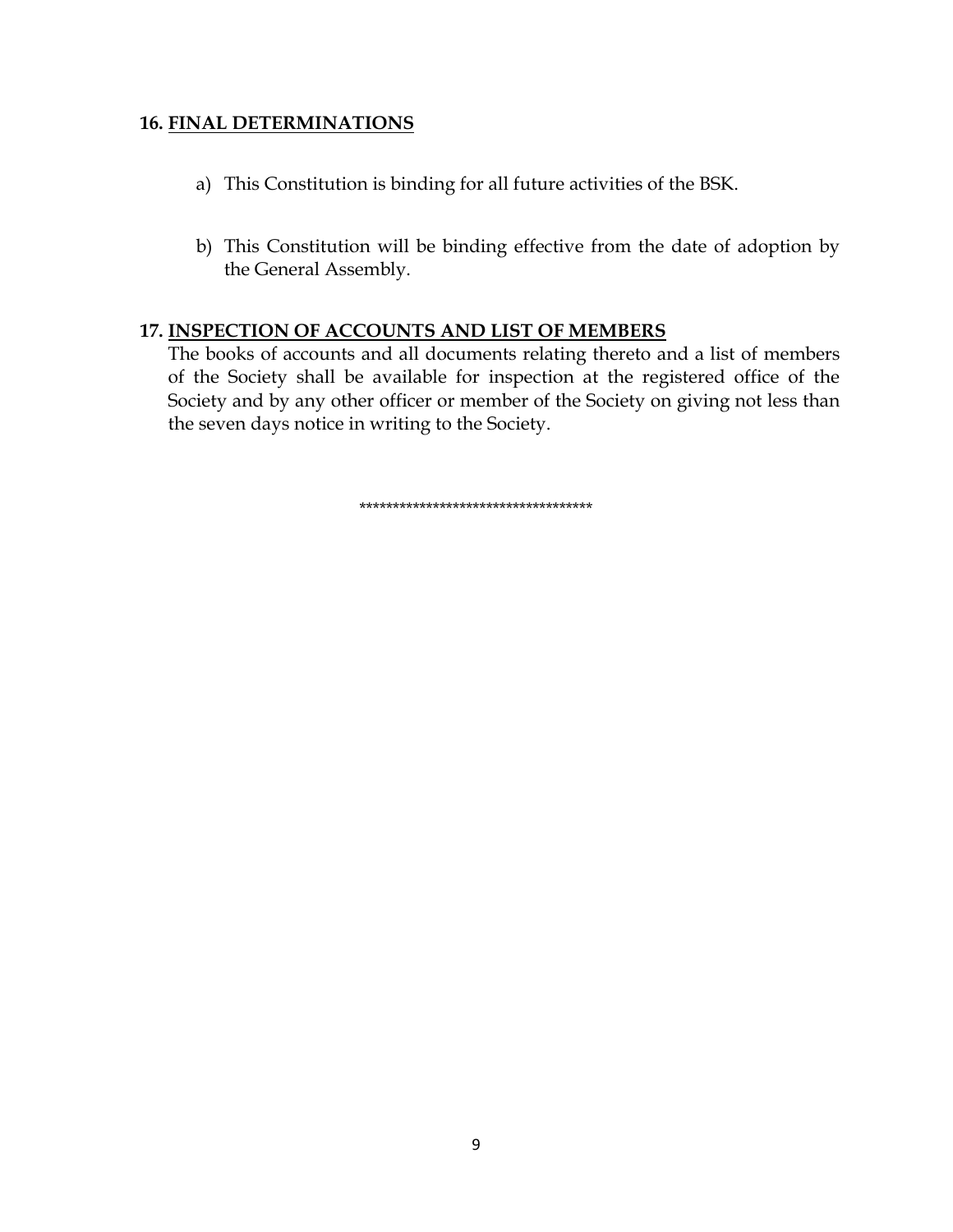## 16. FINAL DETERMINATIONS

a) This Constitution is binding for all future activities of the BSK.

b) This Constitution will be binding effective from the date of adoption by the General Assembly.

## 17. INSPECTION OF ACCOUNTS AND LIST OF MEMBERS

The books of accounts and all documents relating thereto and a list of members of the Society shall be available for inspection at the registered office of the Society and by any other officer or member of the Society on giving not less than the seven days notice in writing to the Society.

***********************************